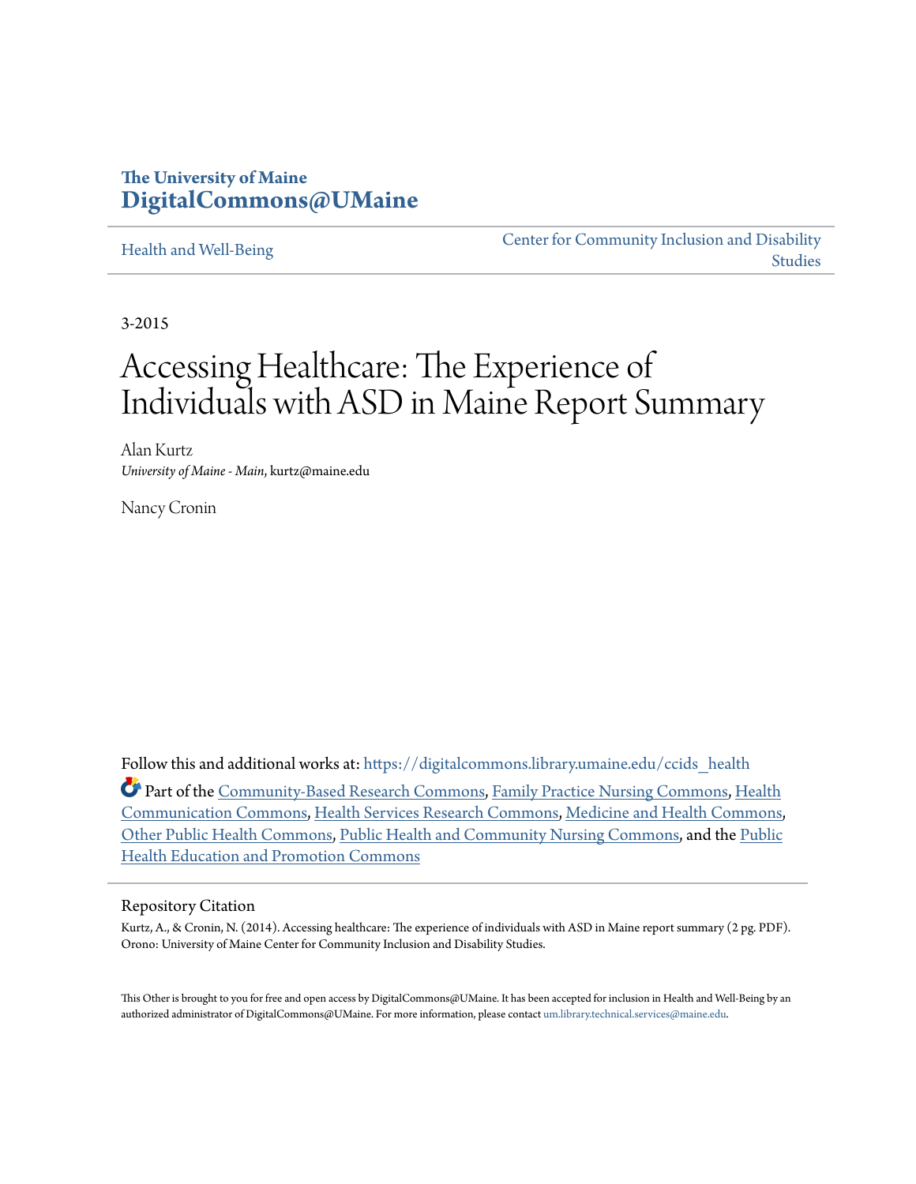The University of Maine
**DigitalCommons@UMaine**

Health and Well-Being

Center for Community Inclusion and Disability Studies

3-2015

# Accessing Healthcare: The Experience of Individuals with ASD in Maine Report Summary

Alan Kurtz
*University of Maine - Main*, kurtz@maine.edu

Nancy Cronin

Follow this and additional works at: https://digitalcommons.library.umaine.edu/ccids_health

Part of the Community-Based Research Commons, Family Practice Nursing Commons, Health Communication Commons, Health Services Research Commons, Medicine and Health Commons, Other Public Health Commons, Public Health and Community Nursing Commons, and the Public Health Education and Promotion Commons

## Repository Citation

Kurtz, A., & Cronin, N. (2014). Accessing healthcare: The experience of individuals with ASD in Maine report summary (2 pg. PDF). Orono: University of Maine Center for Community Inclusion and Disability Studies.

This Other is brought to you for free and open access by DigitalCommons@UMaine. It has been accepted for inclusion in Health and Well-Being by an authorized administrator of DigitalCommons@UMaine. For more information, please contact um.library.technical.services@maine.edu.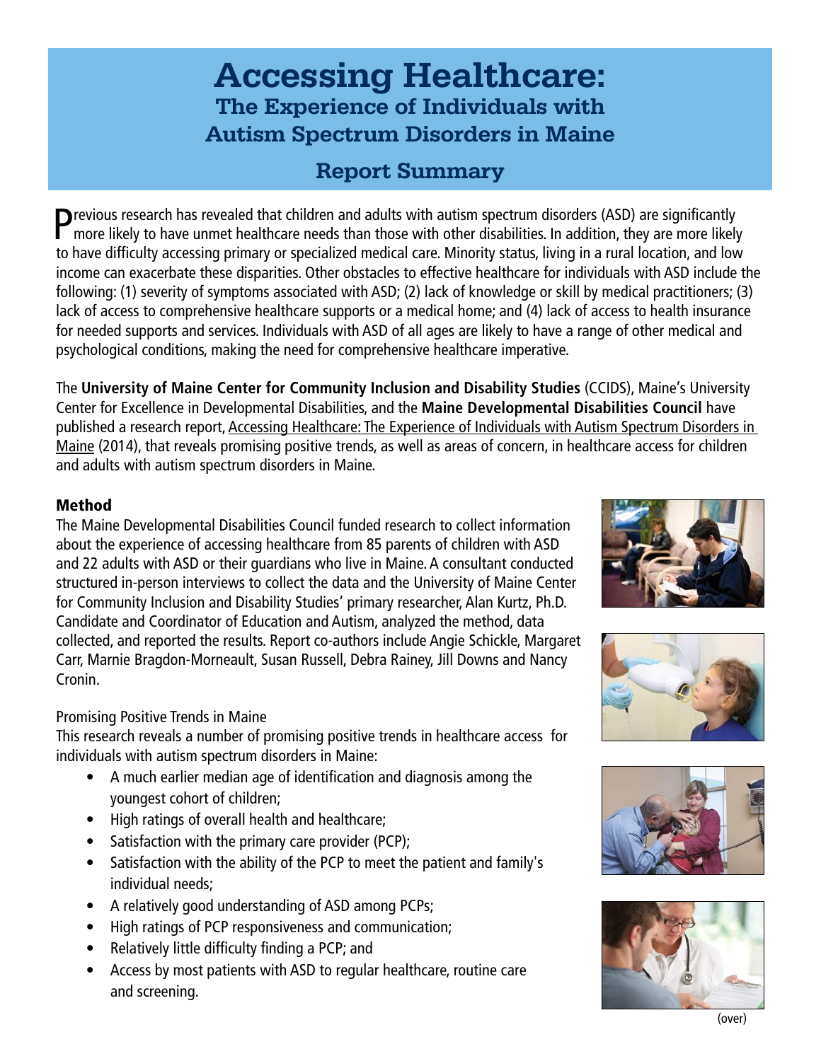# Accessing Healthcare:

## The Experience of Individuals with Autism Spectrum Disorders in Maine

## Report Summary

Previous research has revealed that children and adults with autism spectrum disorders (ASD) are significantly more likely to have unmet healthcare needs than those with other disabilities. In addition, they are more likely to have difficulty accessing primary or specialized medical care. Minority status, living in a rural location, and low income can exacerbate these disparities. Other obstacles to effective healthcare for individuals with ASD include the following: (1) severity of symptoms associated with ASD; (2) lack of knowledge or skill by medical practitioners; (3) lack of access to comprehensive healthcare supports or a medical home; and (4) lack of access to health insurance for needed supports and services. Individuals with ASD of all ages are likely to have a range of other medical and psychological conditions, making the need for comprehensive healthcare imperative.

The **University of Maine Center for Community Inclusion and Disability Studies** (CCIDS), Maine's University Center for Excellence in Developmental Disabilities, and the **Maine Developmental Disabilities Council** have published a research report, Accessing Healthcare: The Experience of Individuals with Autism Spectrum Disorders in Maine (2014), that reveals promising positive trends, as well as areas of concern, in healthcare access for children and adults with autism spectrum disorders in Maine.

### Method

The Maine Developmental Disabilities Council funded research to collect information about the experience of accessing healthcare from 85 parents of children with ASD and 22 adults with ASD or their guardians who live in Maine. A consultant conducted structured in-person interviews to collect the data and the University of Maine Center for Community Inclusion and Disability Studies' primary researcher, Alan Kurtz, Ph.D. Candidate and Coordinator of Education and Autism, analyzed the method, data collected, and reported the results. Report co-authors include Angie Schickle, Margaret Carr, Marnie Bragdon-Morneault, Susan Russell, Debra Rainey, Jill Downs and Nancy Cronin.

Promising Positive Trends in Maine

This research reveals a number of promising positive trends in healthcare access for individuals with autism spectrum disorders in Maine:

- A much earlier median age of identification and diagnosis among the youngest cohort of children;
- High ratings of overall health and healthcare;
- Satisfaction with the primary care provider (PCP);
- Satisfaction with the ability of the PCP to meet the patient and family's individual needs;
- A relatively good understanding of ASD among PCPs;
- High ratings of PCP responsiveness and communication;
- Relatively little difficulty finding a PCP; and
- Access by most patients with ASD to regular healthcare, routine care and screening.

(over)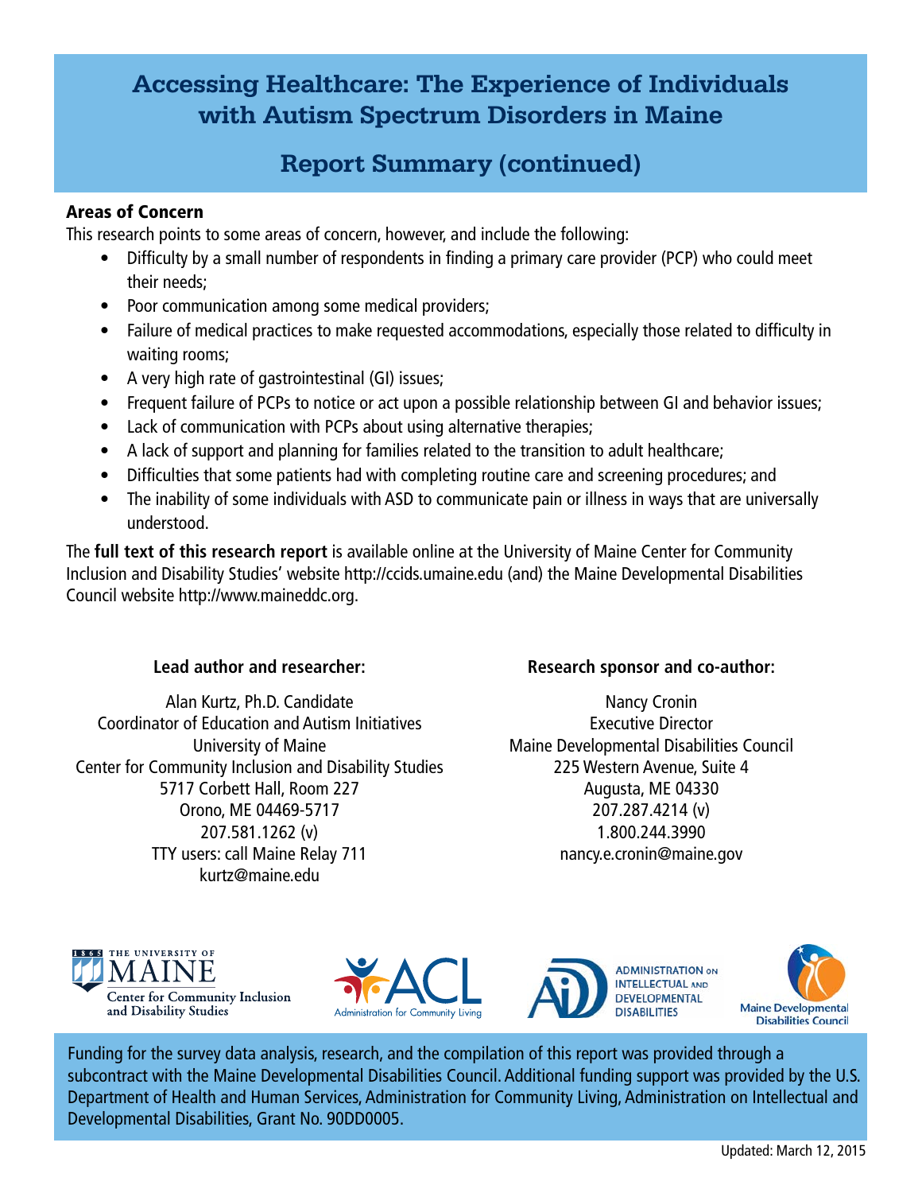# Accessing Healthcare: The Experience of Individuals with Autism Spectrum Disorders in Maine

## Report Summary (continued)

### Areas of Concern

This research points to some areas of concern, however, and include the following:

- Difficulty by a small number of respondents in finding a primary care provider (PCP) who could meet their needs;
- Poor communication among some medical providers;
- Failure of medical practices to make requested accommodations, especially those related to difficulty in waiting rooms;
- A very high rate of gastrointestinal (GI) issues;
- Frequent failure of PCPs to notice or act upon a possible relationship between GI and behavior issues;
- Lack of communication with PCPs about using alternative therapies;
- A lack of support and planning for families related to the transition to adult healthcare;
- Difficulties that some patients had with completing routine care and screening procedures; and
- The inability of some individuals with ASD to communicate pain or illness in ways that are universally understood.

The **full text of this research report** is available online at the University of Maine Center for Community Inclusion and Disability Studies' website http://ccids.umaine.edu (and) the Maine Developmental Disabilities Council website http://www.maineddc.org.

**Lead author and researcher:**

Alan Kurtz, Ph.D. Candidate
Coordinator of Education and Autism Initiatives
University of Maine
Center for Community Inclusion and Disability Studies
5717 Corbett Hall, Room 227
Orono, ME 04469-5717
207.581.1262 (v)
TTY users: call Maine Relay 711
kurtz@maine.edu

**Research sponsor and co-author:**

Nancy Cronin
Executive Director
Maine Developmental Disabilities Council
225 Western Avenue, Suite 4
Augusta, ME 04330
207.287.4214 (v)
1.800.244.3990
nancy.e.cronin@maine.gov

1865 THE UNIVERSITY OF MAINE
Center for Community Inclusion and Disability Studies

ACL Administration for Community Living

AID ADMINISTRATION ON INTELLECTUAL AND DEVELOPMENTAL DISABILITIES

Maine Developmental Disabilities Council

Funding for the survey data analysis, research, and the compilation of this report was provided through a subcontract with the Maine Developmental Disabilities Council. Additional funding support was provided by the U.S. Department of Health and Human Services, Administration for Community Living, Administration on Intellectual and Developmental Disabilities, Grant No. 90DD0005.

Updated: March 12, 2015